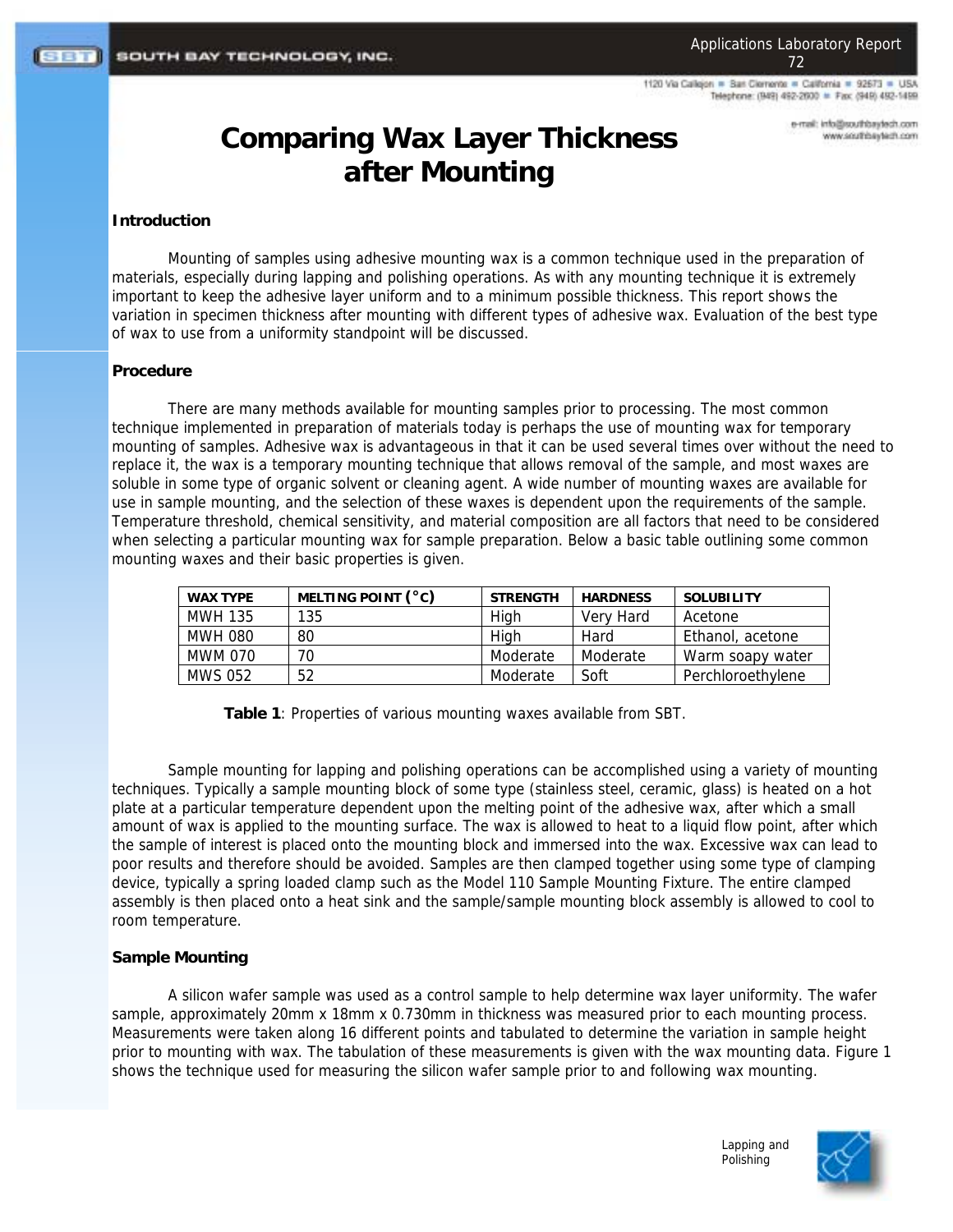# Comparing Wax Layer Thickness after Mounting

### Introduction

Mounting of samples using adhesive mounting wax is a common technique used in the preparation of materials, especially during lapping and polishing operations. As with any mounting technique it is extremely important to keep the adhesive layer uniform and to a minimum possible thickness. This report shows the variation in specimen thickness after mounting with different types of adhesive wax. Evaluation of the best type of wax to use from a uniformity standpoint will be discussed.

### Procedure

There are many methods available for mounting samples prior to processing. The most common technique implemented in preparation of materials today is perhaps the use of mounting wax for temporary mounting of samples. Adhesive wax is advantageous in that it can be used several times over without the need to replace it, the wax is a temporary mounting technique that allows removal of the sample, and most waxes are soluble in some type of organic solvent or cleaning agent. A wide number of mounting waxes are available for use in sample mounting, and the selection of these waxes is dependent upon the requirements of the sample. Temperature threshold, chemical sensitivity, and material composition are all factors that need to be considered when selecting a particular mounting wax for sample preparation. Below a basic table outlining some common mounting waxes and their basic properties is given.

| WAX TYPE | MELTING POINT (°C) | STRENGTH | HARDNESS | SOLUBILITY |
|---|---|---|---|---|
| MWH 135 | 135 | High | Very Hard | Acetone |
| MWH 080 | 80 | High | Hard | Ethanol, acetone |
| MWM 070 | 70 | Moderate | Moderate | Warm soapy water |
| MWS 052 | 52 | Moderate | Soft | Perchloroethylene |

**Table 1**: Properties of various mounting waxes available from SBT.

Sample mounting for lapping and polishing operations can be accomplished using a variety of mounting techniques. Typically a sample mounting block of some type (stainless steel, ceramic, glass) is heated on a hot plate at a particular temperature dependent upon the melting point of the adhesive wax, after which a small amount of wax is applied to the mounting surface. The wax is allowed to heat to a liquid flow point, after which the sample of interest is placed onto the mounting block and immersed into the wax. Excessive wax can lead to poor results and therefore should be avoided. Samples are then clamped together using some type of clamping device, typically a spring loaded clamp such as the Model 110 Sample Mounting Fixture. The entire clamped assembly is then placed onto a heat sink and the sample/sample mounting block assembly is allowed to cool to room temperature.

### Sample Mounting

A silicon wafer sample was used as a control sample to help determine wax layer uniformity. The wafer sample, approximately 20mm x 18mm x 0.730mm in thickness was measured prior to each mounting process. Measurements were taken along 16 different points and tabulated to determine the variation in sample height prior to mounting with wax. The tabulation of these measurements is given with the wax mounting data. Figure 1 shows the technique used for measuring the silicon wafer sample prior to and following wax mounting.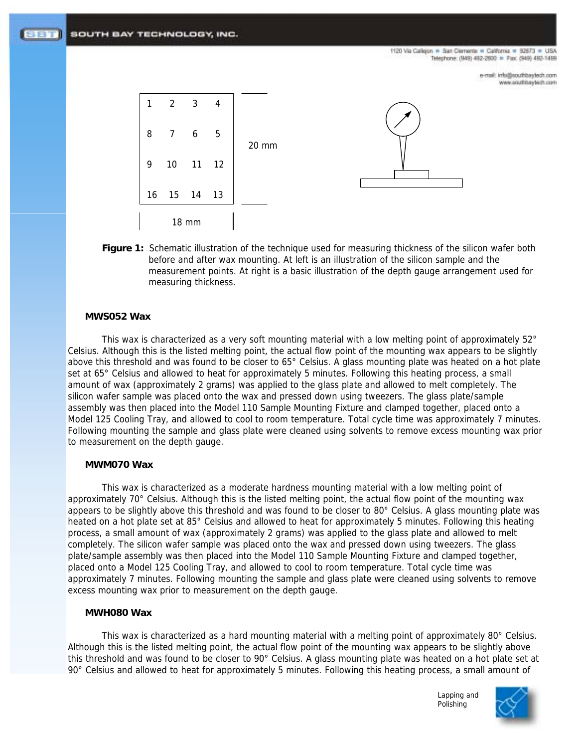**Figure 1:** Schematic illustration of the technique used for measuring thickness of the silicon wafer both before and after wax mounting. At left is an illustration of the silicon sample and the measurement points. At right is a basic illustration of the depth gauge arrangement used for measuring thickness.

**MWS052 Wax**

This wax is characterized as a very soft mounting material with a low melting point of approximately 52° Celsius. Although this is the listed melting point, the actual flow point of the mounting wax appears to be slightly above this threshold and was found to be closer to 65° Celsius. A glass mounting plate was heated on a hot plate set at 65° Celsius and allowed to heat for approximately 5 minutes. Following this heating process, a small amount of wax (approximately 2 grams) was applied to the glass plate and allowed to melt completely. The silicon wafer sample was placed onto the wax and pressed down using tweezers. The glass plate/sample assembly was then placed into the Model 110 Sample Mounting Fixture and clamped together, placed onto a Model 125 Cooling Tray, and allowed to cool to room temperature. Total cycle time was approximately 7 minutes. Following mounting the sample and glass plate were cleaned using solvents to remove excess mounting wax prior to measurement on the depth gauge.

**MWM070 Wax**

This wax is characterized as a moderate hardness mounting material with a low melting point of approximately 70° Celsius. Although this is the listed melting point, the actual flow point of the mounting wax appears to be slightly above this threshold and was found to be closer to 80° Celsius. A glass mounting plate was heated on a hot plate set at 85° Celsius and allowed to heat for approximately 5 minutes. Following this heating process, a small amount of wax (approximately 2 grams) was applied to the glass plate and allowed to melt completely. The silicon wafer sample was placed onto the wax and pressed down using tweezers. The glass plate/sample assembly was then placed into the Model 110 Sample Mounting Fixture and clamped together, placed onto a Model 125 Cooling Tray, and allowed to cool to room temperature. Total cycle time was approximately 7 minutes. Following mounting the sample and glass plate were cleaned using solvents to remove excess mounting wax prior to measurement on the depth gauge.

**MWH080 Wax**

This wax is characterized as a hard mounting material with a melting point of approximately 80° Celsius. Although this is the listed melting point, the actual flow point of the mounting wax appears to be slightly above this threshold and was found to be closer to 90° Celsius. A glass mounting plate was heated on a hot plate set at 90° Celsius and allowed to heat for approximately 5 minutes. Following this heating process, a small amount of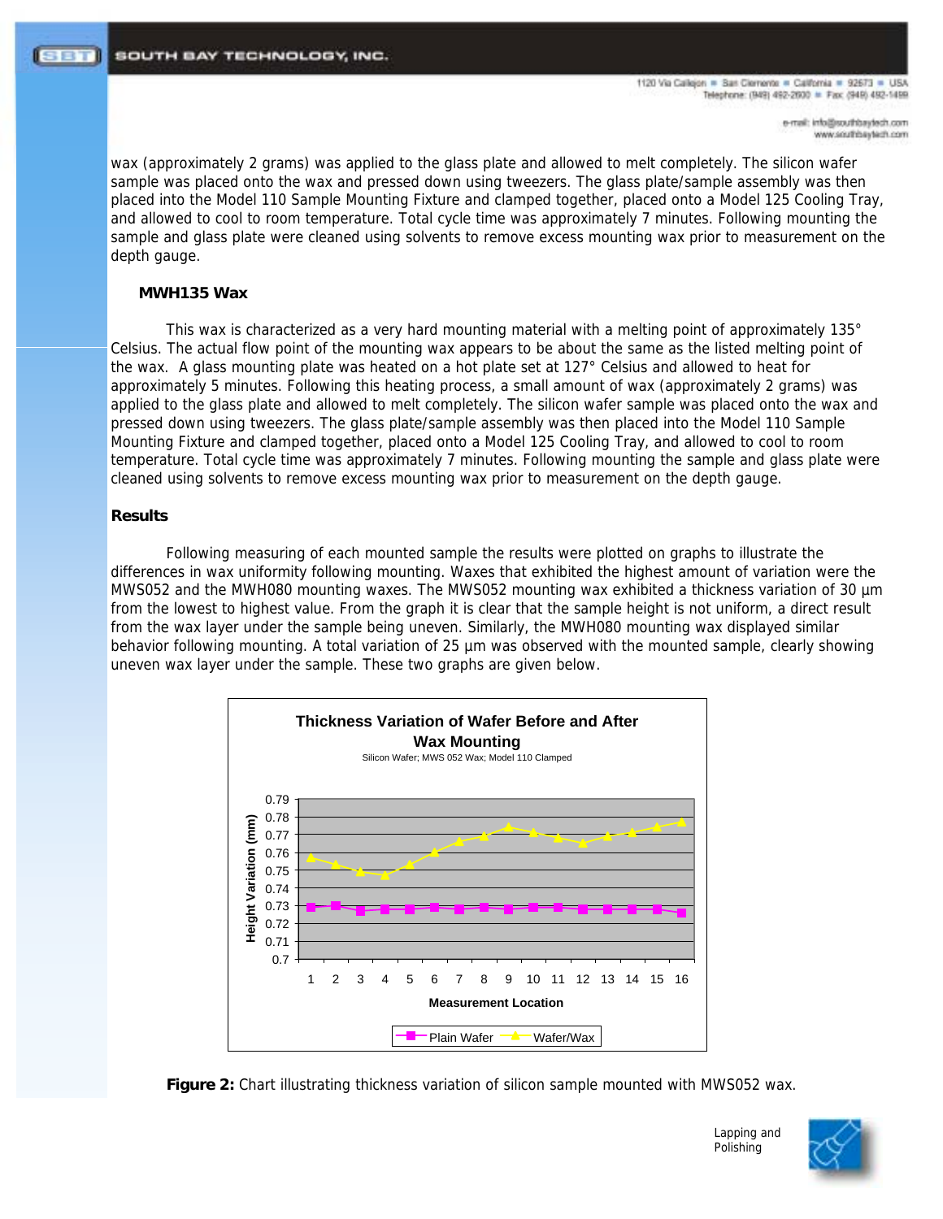wax (approximately 2 grams) was applied to the glass plate and allowed to melt completely. The silicon wafer sample was placed onto the wax and pressed down using tweezers. The glass plate/sample assembly was then placed into the Model 110 Sample Mounting Fixture and clamped together, placed onto a Model 125 Cooling Tray, and allowed to cool to room temperature. Total cycle time was approximately 7 minutes. Following mounting the sample and glass plate were cleaned using solvents to remove excess mounting wax prior to measurement on the depth gauge.

### MWH135 Wax

This wax is characterized as a very hard mounting material with a melting point of approximately 135° Celsius. The actual flow point of the mounting wax appears to be about the same as the listed melting point of the wax. A glass mounting plate was heated on a hot plate set at 127° Celsius and allowed to heat for approximately 5 minutes. Following this heating process, a small amount of wax (approximately 2 grams) was applied to the glass plate and allowed to melt completely. The silicon wafer sample was placed onto the wax and pressed down using tweezers. The glass plate/sample assembly was then placed into the Model 110 Sample Mounting Fixture and clamped together, placed onto a Model 125 Cooling Tray, and allowed to cool to room temperature. Total cycle time was approximately 7 minutes. Following mounting the sample and glass plate were cleaned using solvents to remove excess mounting wax prior to measurement on the depth gauge.

## Results

Following measuring of each mounted sample the results were plotted on graphs to illustrate the differences in wax uniformity following mounting. Waxes that exhibited the highest amount of variation were the MWS052 and the MWH080 mounting waxes. The MWS052 mounting wax exhibited a thickness variation of 30 µm from the lowest to highest value. From the graph it is clear that the sample height is not uniform, a direct result from the wax layer under the sample being uneven. Similarly, the MWH080 mounting wax displayed similar behavior following mounting. A total variation of 25 µm was observed with the mounted sample, clearly showing uneven wax layer under the sample. These two graphs are given below.

**Figure 2:** Chart illustrating thickness variation of silicon sample mounted with MWS052 wax.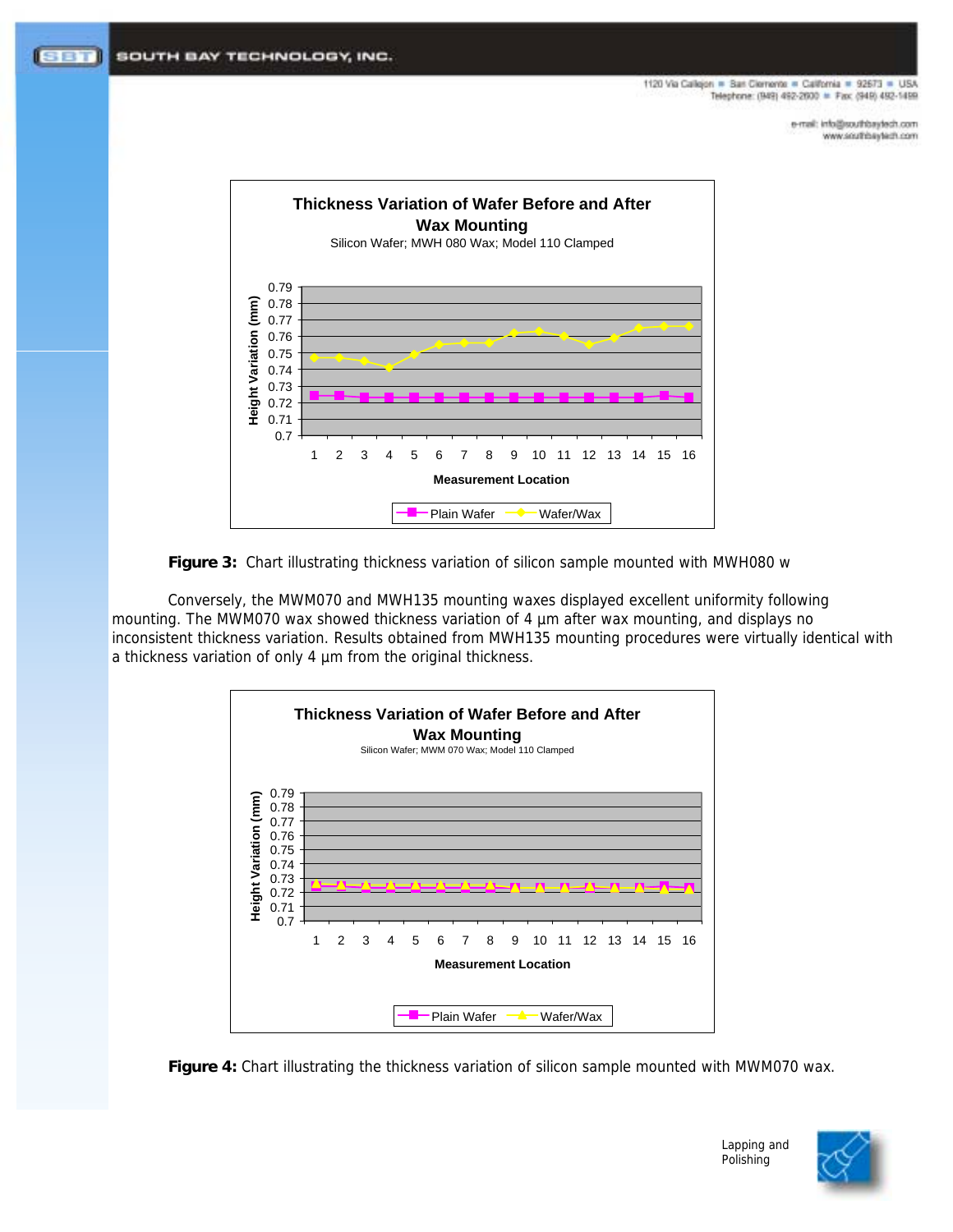**Figure 3:** Chart illustrating thickness variation of silicon sample mounted with MWH080 w

Conversely, the MWM070 and MWH135 mounting waxes displayed excellent uniformity following mounting. The MWM070 wax showed thickness variation of 4 µm after wax mounting, and displays no inconsistent thickness variation. Results obtained from MWH135 mounting procedures were virtually identical with a thickness variation of only 4 µm from the original thickness.

**Figure 4:** Chart illustrating the thickness variation of silicon sample mounted with MWM070 wax.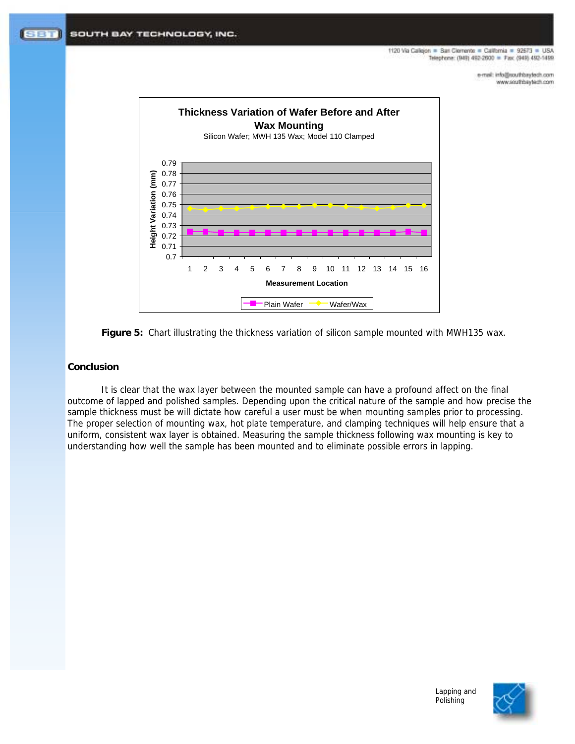Thickness Variation of Wafer Before and After Wax Mounting

Silicon Wafer; MWH 135 Wax; Model 110 Clamped

Height Variation (mm)

0.79
0.78
0.77
0.76
0.75
0.74
0.73
0.72
0.71
0.7

1 2 3 4 5 6 7 8 9 10 11 12 13 14 15 16

Measurement Location

Plain Wafer — Wafer/Wax

**Figure 5:** Chart illustrating the thickness variation of silicon sample mounted with MWH135 wax.

## Conclusion

It is clear that the wax layer between the mounted sample can have a profound affect on the final outcome of lapped and polished samples. Depending upon the critical nature of the sample and how precise the sample thickness must be will dictate how careful a user must be when mounting samples prior to processing. The proper selection of mounting wax, hot plate temperature, and clamping techniques will help ensure that a uniform, consistent wax layer is obtained. Measuring the sample thickness following wax mounting is key to understanding how well the sample has been mounted and to eliminate possible errors in lapping.